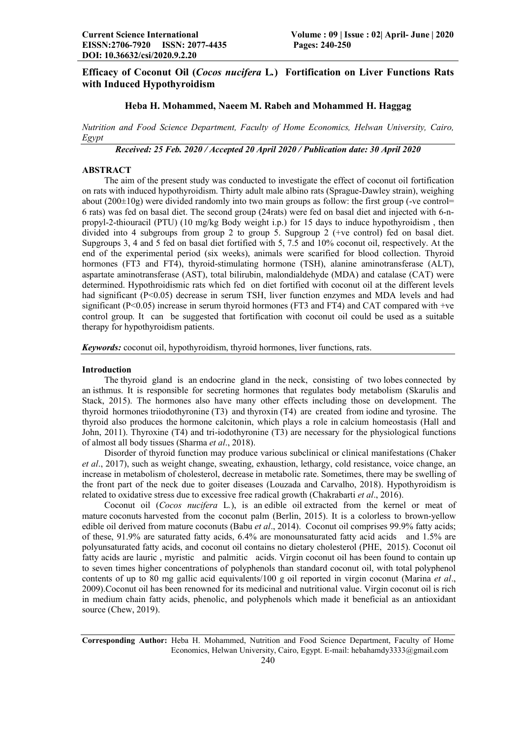# Efficacy of Coconut Oil (*Cocos nucifera* L.) Fortification on Liver Functions Rats with Induced Hypothyroidism

**Heba H. Mohammed, Naeem M. Rabeh and Mohammed H. Haggag**

*Nutrition and Food Science Department, Faculty of Home Economics, Helwan University, Cairo, Egypt*

***Received: 25 Feb. 2020 / Accepted 20 April 2020 / Publication date: 30 April 2020***

## ABSTRACT

The aim of the present study was conducted to investigate the effect of coconut oil fortification on rats with induced hypothyroidism. Thirty adult male albino rats (Sprague-Dawley strain), weighing about (200±10g) were divided randomly into two main groups as follow: the first group (-ve control= 6 rats) was fed on basal diet. The second group (24rats) were fed on basal diet and injected with 6-n-propyl-2-thiouracil (PTU) (10 mg/kg Body weight i.p.) for 15 days to induce hypothyroidism , then divided into 4 subgroups from group 2 to group 5. Supgroup 2 (+ve control) fed on basal diet. Supgroups 3, 4 and 5 fed on basal diet fortified with 5, 7.5 and 10% coconut oil, respectively. At the end of the experimental period (six weeks), animals were scarified for blood collection. Thyroid hormones (FT3 and FT4), thyroid-stimulating hormone (TSH), alanine aminotransferase (ALT), aspartate aminotransferase (AST), total bilirubin, malondialdehyde (MDA) and catalase (CAT) were determined. Hypothroidismic rats which fed on diet fortified with coconut oil at the different levels had significant ($P<0.05$) decrease in serum TSH, liver function enzymes and MDA levels and had significant ($P<0.05$) increase in serum thyroid hormones (FT3 and FT4) and CAT compared with +ve control group. It can be suggested that fortification with coconut oil could be used as a suitable therapy for hypothyroidism patients.

***Keywords:*** coconut oil, hypothyroidism, thyroid hormones, liver functions, rats.

## Introduction

The thyroid gland is an endocrine gland in the neck, consisting of two lobes connected by an isthmus. It is responsible for secreting hormones that regulates body metabolism (Skarulis and Stack, 2015). The hormones also have many other effects including those on development. The thyroid hormones triiodothyronine (T3) and thyroxin (T4) are created from iodine and tyrosine. The thyroid also produces the hormone calcitonin, which plays a role in calcium homeostasis (Hall and John, 2011). Thyroxine (T4) and tri-iodothyronine (T3) are necessary for the physiological functions of almost all body tissues (Sharma *et al*., 2018).

Disorder of thyroid function may produce various subclinical or clinical manifestations (Chaker *et al*., 2017), such as weight change, sweating, exhaustion, lethargy, cold resistance, voice change, an increase in metabolism of cholesterol, decrease in metabolic rate. Sometimes, there may be swelling of the front part of the neck due to goiter diseases (Louzada and Carvalho, 2018). Hypothyroidism is related to oxidative stress due to excessive free radical growth (Chakrabarti *et al*., 2016).

Coconut oil (*Cocos nucifera* L.), is an edible oil extracted from the kernel or meat of mature coconuts harvested from the coconut palm (Berlin, 2015). It is a colorless to brown-yellow edible oil derived from mature coconuts (Babu *et al*., 2014). Coconut oil comprises 99.9% fatty acids; of these, 91.9% are saturated fatty acids, 6.4% are monounsaturated fatty acid acids and 1.5% are polyunsaturated fatty acids, and coconut oil contains no dietary cholesterol (PHE, 2015). Coconut oil fatty acids are lauric , myristic and palmitic acids. Virgin coconut oil has been found to contain up to seven times higher concentrations of polyphenols than standard coconut oil, with total polyphenol contents of up to 80 mg gallic acid equivalents/100 g oil reported in virgin coconut (Marina *et al*., 2009).Coconut oil has been renowned for its medicinal and nutritional value. Virgin coconut oil is rich in medium chain fatty acids, phenolic, and polyphenols which made it beneficial as an antioxidant source (Chew, 2019).

---

**Corresponding Author:** Heba H. Mohammed, Nutrition and Food Science Department, Faculty of Home Economics, Helwan University, Cairo, Egypt. E-mail: hebahamdy3333@gmail.com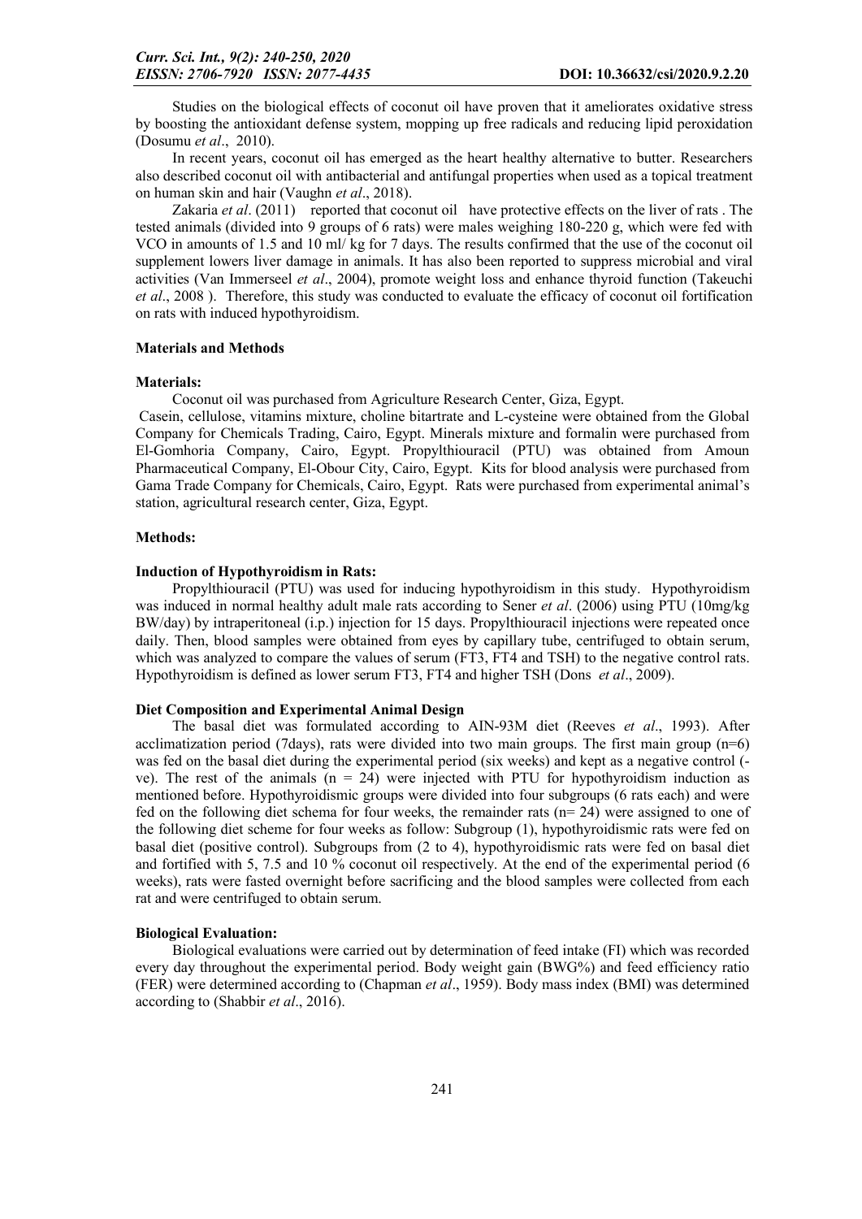Studies on the biological effects of coconut oil have proven that it ameliorates oxidative stress by boosting the antioxidant defense system, mopping up free radicals and reducing lipid peroxidation (Dosumu *et al*., 2010).

In recent years, coconut oil has emerged as the heart healthy alternative to butter. Researchers also described coconut oil with antibacterial and antifungal properties when used as a topical treatment on human skin and hair (Vaughn *et al*., 2018).

Zakaria *et al*. (2011) reported that coconut oil have protective effects on the liver of rats . The tested animals (divided into 9 groups of 6 rats) were males weighing 180-220 g, which were fed with VCO in amounts of 1.5 and 10 ml/ kg for 7 days. The results confirmed that the use of the coconut oil supplement lowers liver damage in animals. It has also been reported to suppress microbial and viral activities (Van Immerseel *et al*., 2004), promote weight loss and enhance thyroid function (Takeuchi *et al*., 2008 ). Therefore, this study was conducted to evaluate the efficacy of coconut oil fortification on rats with induced hypothyroidism.

## Materials and Methods

### Materials:

Coconut oil was purchased from Agriculture Research Center, Giza, Egypt.

Casein, cellulose, vitamins mixture, choline bitartrate and L-cysteine were obtained from the Global Company for Chemicals Trading, Cairo, Egypt. Minerals mixture and formalin were purchased from El-Gomhoria Company, Cairo, Egypt. Propylthiouracil (PTU) was obtained from Amoun Pharmaceutical Company, El-Obour City, Cairo, Egypt. Kits for blood analysis were purchased from Gama Trade Company for Chemicals, Cairo, Egypt. Rats were purchased from experimental animal's station, agricultural research center, Giza, Egypt.

### Methods:

#### Induction of Hypothyroidism in Rats:

Propylthiouracil (PTU) was used for inducing hypothyroidism in this study. Hypothyroidism was induced in normal healthy adult male rats according to Sener *et al*. (2006) using PTU (10mg/kg BW/day) by intraperitoneal (i.p.) injection for 15 days. Propylthiouracil injections were repeated once daily. Then, blood samples were obtained from eyes by capillary tube, centrifuged to obtain serum, which was analyzed to compare the values of serum (FT3, FT4 and TSH) to the negative control rats. Hypothyroidism is defined as lower serum FT3, FT4 and higher TSH (Dons *et al*., 2009).

#### Diet Composition and Experimental Animal Design

The basal diet was formulated according to AIN-93M diet (Reeves *et al*., 1993). After acclimatization period (7days), rats were divided into two main groups. The first main group (n=6) was fed on the basal diet during the experimental period (six weeks) and kept as a negative control (-ve). The rest of the animals (n = 24) were injected with PTU for hypothyroidism induction as mentioned before. Hypothyroidismic groups were divided into four subgroups (6 rats each) and were fed on the following diet schema for four weeks, the remainder rats (n= 24) were assigned to one of the following diet scheme for four weeks as follow: Subgroup (1), hypothyroidismic rats were fed on basal diet (positive control). Subgroups from (2 to 4), hypothyroidismic rats were fed on basal diet and fortified with 5, 7.5 and 10 % coconut oil respectively. At the end of the experimental period (6 weeks), rats were fasted overnight before sacrificing and the blood samples were collected from each rat and were centrifuged to obtain serum.

#### Biological Evaluation:

Biological evaluations were carried out by determination of feed intake (FI) which was recorded every day throughout the experimental period. Body weight gain (BWG%) and feed efficiency ratio (FER) were determined according to (Chapman *et al*., 1959). Body mass index (BMI) was determined according to (Shabbir *et al*., 2016).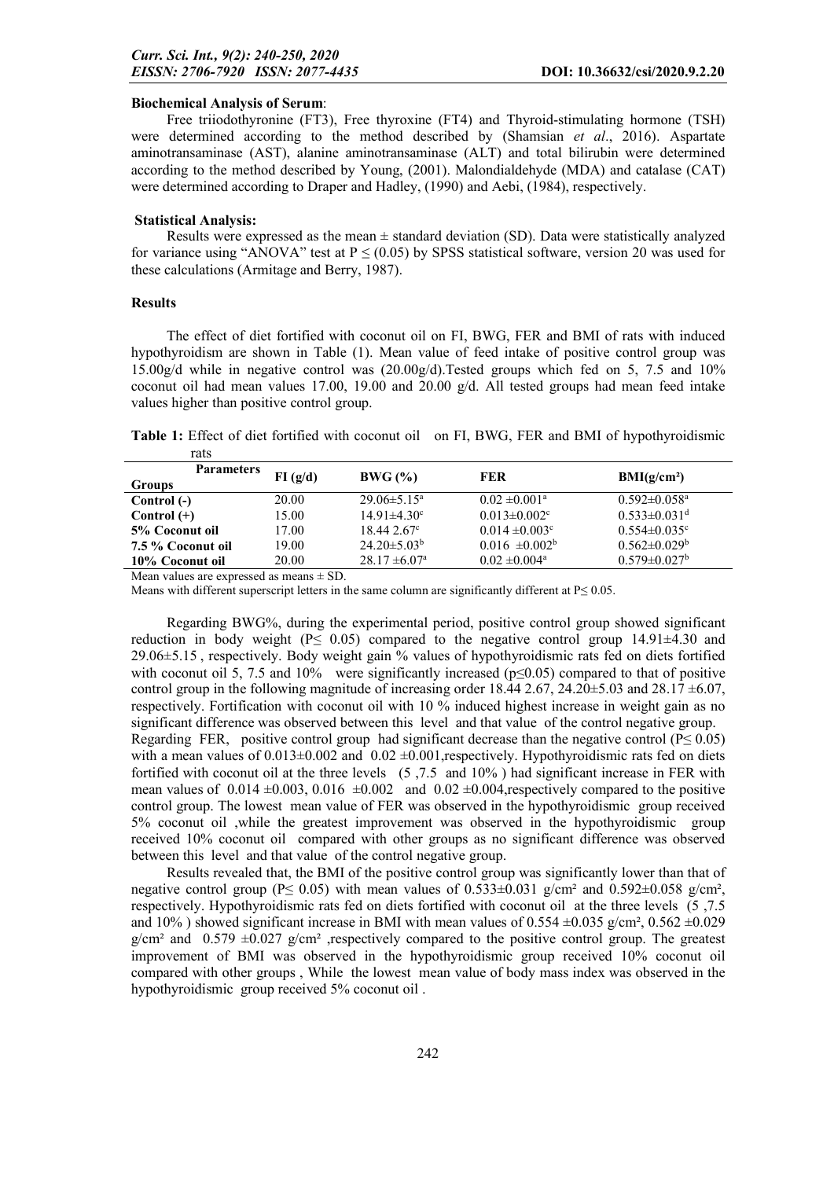#### Biochemical Analysis of Serum:

Free triiodothyronine (FT3), Free thyroxine (FT4) and Thyroid-stimulating hormone (TSH) were determined according to the method described by (Shamsian *et al*., 2016). Aspartate aminotransaminase (AST), alanine aminotransaminase (ALT) and total bilirubin were determined according to the method described by Young, (2001). Malondialdehyde (MDA) and catalase (CAT) were determined according to Draper and Hadley, (1990) and Aebi, (1984), respectively.

#### Statistical Analysis:

Results were expressed as the mean ± standard deviation (SD). Data were statistically analyzed for variance using "ANOVA" test at $P \leq (0.05)$ by SPSS statistical software, version 20 was used for these calculations (Armitage and Berry, 1987).

### Results

The effect of diet fortified with coconut oil on FI, BWG, FER and BMI of rats with induced hypothyroidism are shown in Table (1). Mean value of feed intake of positive control group was 15.00g/d while in negative control was (20.00g/d).Tested groups which fed on 5, 7.5 and 10% coconut oil had mean values 17.00, 19.00 and 20.00 g/d. All tested groups had mean feed intake values higher than positive control group.

**Table 1:** Effect of diet fortified with coconut oil on FI, BWG, FER and BMI of hypothyroidismic rats

| Parameters / Groups | FI (g/d) | BWG (%) | FER | BMI(g/cm²) |
|---|---|---|---|---|
| **Control (-)** | 20.00 | 29.06±5.15[a] | 0.02 ±0.001[a] | 0.592±0.058[a] |
| **Control (+)** | 15.00 | 14.91±4.30[c] | 0.013±0.002[c] | 0.533±0.031[d] |
| **5% Coconut oil** | 17.00 | 18.44 2.67[c] | 0.014 ±0.003[c] | 0.554±0.035[c] |
| **7.5 % Coconut oil** | 19.00 | 24.20±5.03[b] | 0.016 ±0.002[b] | 0.562±0.029[b] |
| **10% Coconut oil** | 20.00 | 28.17 ±6.07[a] | 0.02 ±0.004[a] | 0.579±0.027[b] |

Mean values are expressed as means ± SD.

Means with different superscript letters in the same column are significantly different at P≤ 0.05.

Regarding BWG%, during the experimental period, positive control group showed significant reduction in body weight ($P \leq 0.05$) compared to the negative control group 14.91±4.30 and 29.06±5.15 , respectively. Body weight gain % values of hypothyroidismic rats fed on diets fortified with coconut oil 5, 7.5 and 10% were significantly increased ($p \leq 0.05$) compared to that of positive control group in the following magnitude of increasing order 18.44 2.67, 24.20±5.03 and 28.17 ±6.07, respectively. Fortification with coconut oil with 10 % induced highest increase in weight gain as no significant difference was observed between this level and that value of the control negative group.

Regarding FER, positive control group had significant decrease than the negative control ($P \leq 0.05$) with a mean values of 0.013±0.002 and 0.02 ±0.001,respectively. Hypothyroidismic rats fed on diets fortified with coconut oil at the three levels (5 ,7.5 and 10% ) had significant increase in FER with mean values of 0.014 ±0.003, 0.016 ±0.002 and 0.02 ±0.004,respectively compared to the positive control group. The lowest mean value of FER was observed in the hypothyroidismic group received 5% coconut oil ,while the greatest improvement was observed in the hypothyroidismic group received 10% coconut oil compared with other groups as no significant difference was observed between this level and that value of the control negative group.

Results revealed that, the BMI of the positive control group was significantly lower than that of negative control group ($P \leq 0.05$) with mean values of 0.533±0.031 g/cm² and 0.592±0.058 g/cm², respectively. Hypothyroidismic rats fed on diets fortified with coconut oil at the three levels (5 ,7.5 and 10% ) showed significant increase in BMI with mean values of 0.554 ±0.035 g/cm², 0.562 ±0.029 g/cm² and 0.579 ±0.027 g/cm² ,respectively compared to the positive control group. The greatest improvement of BMI was observed in the hypothyroidismic group received 10% coconut oil compared with other groups , While the lowest mean value of body mass index was observed in the hypothyroidismic group received 5% coconut oil .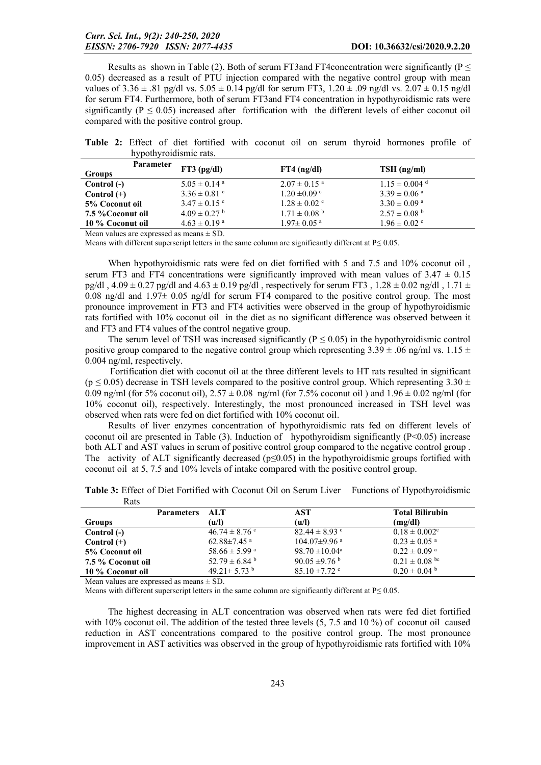Results as shown in Table (2). Both of serum FT3and FT4concentration were significantly ($P \leq 0.05$) decreased as a result of PTU injection compared with the negative control group with mean values of $3.36 \pm .81$ pg/dl vs. $5.05 \pm 0.14$ pg/dl for serum FT3, $1.20 \pm .09$ ng/dl vs. $2.07 \pm 0.15$ ng/dl for serum FT4. Furthermore, both of serum FT3and FT4 concentration in hypothyroidismic rats were significantly ($P \leq 0.05$) increased after fortification with the different levels of either coconut oil compared with the positive control group.

**Table 2:** Effect of diet fortified with coconut oil on serum thyroid hormones profile of hypothyroidismic rats.

| Groups \ Parameter | FT3 (pg/dl) | FT4 (ng/dl) | TSH (ng/ml) |
|---|---|---|---|
| **Control (-)** | $5.05 \pm 0.14^{a}$ | $2.07 \pm 0.15^{a}$ | $1.15 \pm 0.004^{d}$ |
| **Control (+)** | $3.36 \pm 0.81^{c}$ | $1.20 \pm 0.09^{c}$ | $3.39 \pm 0.06^{a}$ |
| **5% Coconut oil** | $3.47 \pm 0.15^{c}$ | $1.28 \pm 0.02^{c}$ | $3.30 \pm 0.09^{a}$ |
| **7.5 %Coconut oil** | $4.09 \pm 0.27^{b}$ | $1.71 \pm 0.08^{b}$ | $2.57 \pm 0.08^{b}$ |
| **10 % Coconut oil** | $4.63 \pm 0.19^{a}$ | $1.97 \pm 0.05^{a}$ | $1.96 \pm 0.02^{c}$ |

Mean values are expressed as means ± SD.

Means with different superscript letters in the same column are significantly different at $P \leq 0.05$.

When hypothyroidismic rats were fed on diet fortified with 5 and 7.5 and 10% coconut oil , serum FT3 and FT4 concentrations were significantly improved with mean values of $3.47 \pm 0.15$ pg/dl , $4.09 \pm 0.27$ pg/dl and $4.63 \pm 0.19$ pg/dl , respectively for serum FT3 , $1.28 \pm 0.02$ ng/dl , $1.71 \pm 0.08$ ng/dl and $1.97 \pm 0.05$ ng/dl for serum FT4 compared to the positive control group. The most pronounce improvement in FT3 and FT4 activities were observed in the group of hypothyroidismic rats fortified with 10% coconut oil in the diet as no significant difference was observed between it and FT3 and FT4 values of the control negative group.

The serum level of TSH was increased significantly ($P \leq 0.05$) in the hypothyroidismic control positive group compared to the negative control group which representing $3.39 \pm .06$ ng/ml vs. $1.15 \pm 0.004$ ng/ml, respectively.

Fortification diet with coconut oil at the three different levels to HT rats resulted in significant ($p \leq 0.05$) decrease in TSH levels compared to the positive control group. Which representing $3.30 \pm 0.09$ ng/ml (for 5% coconut oil), $2.57 \pm 0.08$ ng/ml (for 7.5% coconut oil ) and $1.96 \pm 0.02$ ng/ml (for 10% coconut oil), respectively. Interestingly, the most pronounced increased in TSH level was observed when rats were fed on diet fortified with 10% coconut oil.

Results of liver enzymes concentration of hypothyroidismic rats fed on different levels of coconut oil are presented in Table (3). Induction of hypothyroidism significantly ($P<0.05$) increase both ALT and AST values in serum of positive control group compared to the negative control group . The activity of ALT significantly decreased ($p \leq 0.05$) in the hypothyroidismic groups fortified with coconut oil at 5, 7.5 and 10% levels of intake compared with the positive control group.

**Table 3:** Effect of Diet Fortified with Coconut Oil on Serum Liver Functions of Hypothyroidismic Rats

| Groups \ Parameters | ALT (u/l) | AST (u/l) | Total Bilirubin (mg/dl) |
|---|---|---|---|
| **Control (-)** | $46.74 \pm 8.76^{c}$ | $82.44 \pm 8.93^{c}$ | $0.18 \pm 0.002^{c}$ |
| **Control (+)** | $62.88 \pm 7.45^{a}$ | $104.07 \pm 9.96^{a}$ | $0.23 \pm 0.05^{a}$ |
| **5% Coconut oil** | $58.66 \pm 5.99^{a}$ | $98.70 \pm 10.04^{a}$ | $0.22 \pm 0.09^{a}$ |
| **7.5 % Coconut oil** | $52.79 \pm 6.84^{b}$ | $90.05 \pm 9.76^{b}$ | $0.21 \pm 0.08^{bc}$ |
| **10 % Coconut oil** | $49.21 \pm 5.73^{b}$ | $85.10 \pm 7.72^{c}$ | $0.20 \pm 0.04^{b}$ |

Mean values are expressed as means ± SD.

Means with different superscript letters in the same column are significantly different at $P \leq 0.05$.

The highest decreasing in ALT concentration was observed when rats were fed diet fortified with 10% coconut oil. The addition of the tested three levels (5, 7.5 and 10 %) of coconut oil caused reduction in AST concentrations compared to the positive control group. The most pronounce improvement in AST activities was observed in the group of hypothyroidismic rats fortified with 10%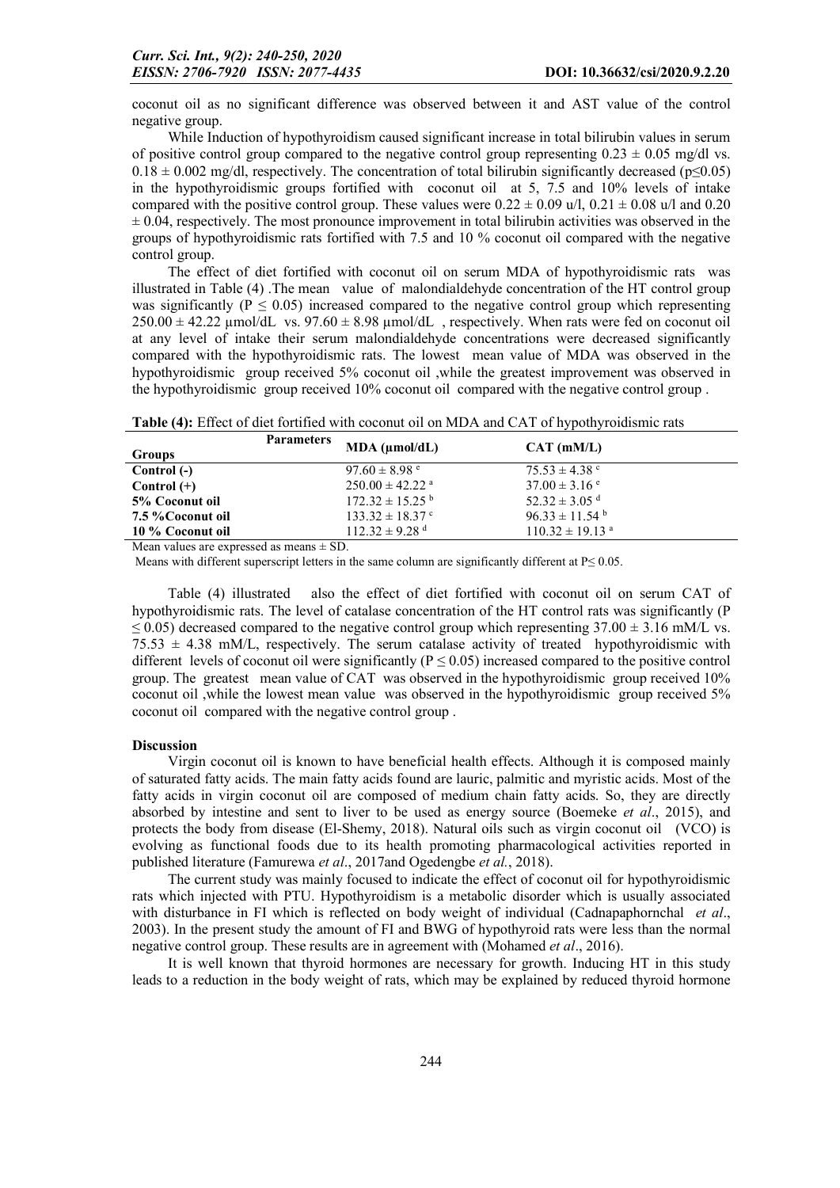coconut oil as no significant difference was observed between it and AST value of the control negative group.

While Induction of hypothyroidism caused significant increase in total bilirubin values in serum of positive control group compared to the negative control group representing $0.23 \pm 0.05$ mg/dl vs. $0.18 \pm 0.002$ mg/dl, respectively. The concentration of total bilirubin significantly decreased ($p \leq 0.05$) in the hypothyroidismic groups fortified with coconut oil at 5, 7.5 and 10% levels of intake compared with the positive control group. These values were $0.22 \pm 0.09$ u/l, $0.21 \pm 0.08$ u/l and $0.20 \pm 0.04$, respectively. The most pronounce improvement in total bilirubin activities was observed in the groups of hypothyroidismic rats fortified with 7.5 and 10 % coconut oil compared with the negative control group.

The effect of diet fortified with coconut oil on serum MDA of hypothyroidismic rats was illustrated in Table (4) .The mean value of malondialdehyde concentration of the HT control group was significantly ($P \leq 0.05$) increased compared to the negative control group which representing $250.00 \pm 42.22$ µmol/dL vs. $97.60 \pm 8.98$ µmol/dL , respectively. When rats were fed on coconut oil at any level of intake their serum malondialdehyde concentrations were decreased significantly compared with the hypothyroidismic rats. The lowest mean value of MDA was observed in the hypothyroidismic group received 5% coconut oil ,while the greatest improvement was observed in the hypothyroidismic group received 10% coconut oil compared with the negative control group .

**Table (4):** Effect of diet fortified with coconut oil on MDA and CAT of hypothyroidismic rats

| Groups / Parameters | MDA (µmol/dL) | CAT (mM/L) |
|---|---|---|
| **Control (-)** | $97.60 \pm 8.98^{e}$ | $75.53 \pm 4.38^{c}$ |
| **Control (+)** | $250.00 \pm 42.22^{a}$ | $37.00 \pm 3.16^{e}$ |
| **5% Coconut oil** | $172.32 \pm 15.25^{b}$ | $52.32 \pm 3.05^{d}$ |
| **7.5 %Coconut oil** | $133.32 \pm 18.37^{c}$ | $96.33 \pm 11.54^{b}$ |
| **10 % Coconut oil** | $112.32 \pm 9.28^{d}$ | $110.32 \pm 19.13^{a}$ |

Mean values are expressed as means ± SD.

Means with different superscript letters in the same column are significantly different at $P \leq 0.05$.

Table (4) illustrated also the effect of diet fortified with coconut oil on serum CAT of hypothyroidismic rats. The level of catalase concentration of the HT control rats was significantly ($P \leq 0.05$) decreased compared to the negative control group which representing $37.00 \pm 3.16$ mM/L vs. $75.53 \pm 4.38$ mM/L, respectively. The serum catalase activity of treated hypothyroidismic with different levels of coconut oil were significantly ($P \leq 0.05$) increased compared to the positive control group. The greatest mean value of CAT was observed in the hypothyroidismic group received 10% coconut oil ,while the lowest mean value was observed in the hypothyroidismic group received 5% coconut oil compared with the negative control group .

**Discussion**

Virgin coconut oil is known to have beneficial health effects. Although it is composed mainly of saturated fatty acids. The main fatty acids found are lauric, palmitic and myristic acids. Most of the fatty acids in virgin coconut oil are composed of medium chain fatty acids. So, they are directly absorbed by intestine and sent to liver to be used as energy source (Boemeke *et al*., 2015), and protects the body from disease (El-Shemy, 2018). Natural oils such as virgin coconut oil (VCO) is evolving as functional foods due to its health promoting pharmacological activities reported in published literature (Famurewa *et al*., 2017and Ogedengbe *et al.*, 2018).

The current study was mainly focused to indicate the effect of coconut oil for hypothyroidismic rats which injected with PTU. Hypothyroidism is a metabolic disorder which is usually associated with disturbance in FI which is reflected on body weight of individual (Cadnapaphornchal *et al*., 2003). In the present study the amount of FI and BWG of hypothyroid rats were less than the normal negative control group. These results are in agreement with (Mohamed *et al*., 2016).

It is well known that thyroid hormones are necessary for growth. Inducing HT in this study leads to a reduction in the body weight of rats, which may be explained by reduced thyroid hormone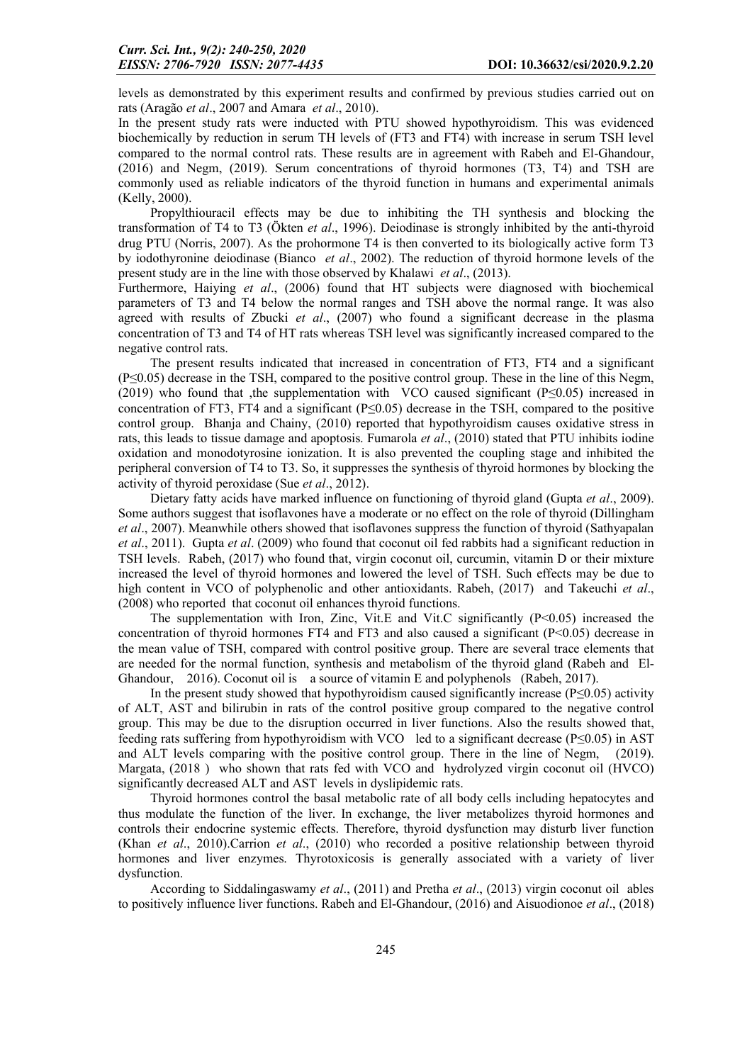levels as demonstrated by this experiment results and confirmed by previous studies carried out on rats (Aragão *et al*., 2007 and Amara *et al*., 2010).

In the present study rats were inducted with PTU showed hypothyroidism. This was evidenced biochemically by reduction in serum TH levels of (FT3 and FT4) with increase in serum TSH level compared to the normal control rats. These results are in agreement with Rabeh and El-Ghandour, (2016) and Negm, (2019). Serum concentrations of thyroid hormones (T3, T4) and TSH are commonly used as reliable indicators of the thyroid function in humans and experimental animals (Kelly, 2000).

Propylthiouracil effects may be due to inhibiting the TH synthesis and blocking the transformation of T4 to T3 (Ökten *et al*., 1996). Deiodinase is strongly inhibited by the anti-thyroid drug PTU (Norris, 2007). As the prohormone T4 is then converted to its biologically active form T3 by iodothyronine deiodinase (Bianco *et al*., 2002). The reduction of thyroid hormone levels of the present study are in the line with those observed by Khalawi *et al*., (2013).

Furthermore, Haiying *et al*., (2006) found that HT subjects were diagnosed with biochemical parameters of T3 and T4 below the normal ranges and TSH above the normal range. It was also agreed with results of Zbucki *et al*., (2007) who found a significant decrease in the plasma concentration of T3 and T4 of HT rats whereas TSH level was significantly increased compared to the negative control rats.

The present results indicated that increased in concentration of FT3, FT4 and a significant ($P \leq 0.05$) decrease in the TSH, compared to the positive control group. These in the line of this Negm, (2019) who found that ,the supplementation with VCO caused significant ($P \leq 0.05$) increased in concentration of FT3, FT4 and a significant ($P \leq 0.05$) decrease in the TSH, compared to the positive control group. Bhanja and Chainy, (2010) reported that hypothyroidism causes oxidative stress in rats, this leads to tissue damage and apoptosis. Fumarola *et al*., (2010) stated that PTU inhibits iodine oxidation and monodotyrosine ionization. It is also prevented the coupling stage and inhibited the peripheral conversion of T4 to T3. So, it suppresses the synthesis of thyroid hormones by blocking the activity of thyroid peroxidase (Sue *et al*., 2012).

Dietary fatty acids have marked influence on functioning of thyroid gland (Gupta *et al*., 2009). Some authors suggest that isoflavones have a moderate or no effect on the role of thyroid (Dillingham *et al*., 2007). Meanwhile others showed that isoflavones suppress the function of thyroid (Sathyapalan *et al*., 2011). Gupta *et al*. (2009) who found that coconut oil fed rabbits had a significant reduction in TSH levels. Rabeh, (2017) who found that, virgin coconut oil, curcumin, vitamin D or their mixture increased the level of thyroid hormones and lowered the level of TSH. Such effects may be due to high content in VCO of polyphenolic and other antioxidants. Rabeh, (2017) and Takeuchi *et al*., (2008) who reported that coconut oil enhances thyroid functions.

The supplementation with Iron, Zinc, Vit.E and Vit.C significantly ($P<0.05$) increased the concentration of thyroid hormones FT4 and FT3 and also caused a significant ($P<0.05$) decrease in the mean value of TSH, compared with control positive group. There are several trace elements that are needed for the normal function, synthesis and metabolism of the thyroid gland (Rabeh and El-Ghandour, 2016). Coconut oil is a source of vitamin E and polyphenols (Rabeh, 2017).

In the present study showed that hypothyroidism caused significantly increase ($P \leq 0.05$) activity of ALT, AST and bilirubin in rats of the control positive group compared to the negative control group. This may be due to the disruption occurred in liver functions. Also the results showed that, feeding rats suffering from hypothyroidism with VCO led to a significant decrease ($P \leq 0.05$) in AST and ALT levels comparing with the positive control group. There in the line of Negm, (2019). Margata, (2018 ) who shown that rats fed with VCO and hydrolyzed virgin coconut oil (HVCO) significantly decreased ALT and AST levels in dyslipidemic rats.

Thyroid hormones control the basal metabolic rate of all body cells including hepatocytes and thus modulate the function of the liver. In exchange, the liver metabolizes thyroid hormones and controls their endocrine systemic effects. Therefore, thyroid dysfunction may disturb liver function (Khan *et al*., 2010).Carrion *et al*., (2010) who recorded a positive relationship between thyroid hormones and liver enzymes. Thyrotoxicosis is generally associated with a variety of liver dysfunction.

According to Siddalingaswamy *et al*., (2011) and Pretha *et al*., (2013) virgin coconut oil ables to positively influence liver functions. Rabeh and El-Ghandour, (2016) and Aisuodionoe *et al*., (2018)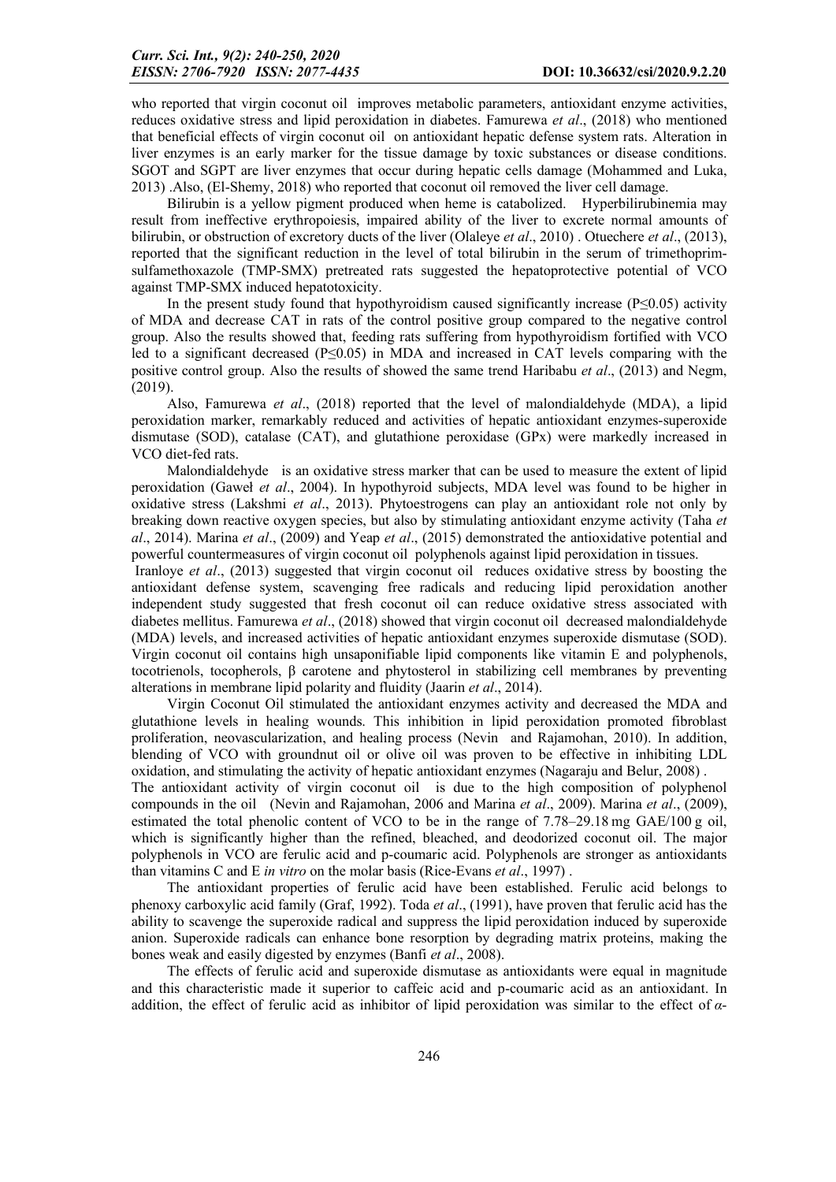who reported that virgin coconut oil improves metabolic parameters, antioxidant enzyme activities, reduces oxidative stress and lipid peroxidation in diabetes. Famurewa *et al*., (2018) who mentioned that beneficial effects of virgin coconut oil on antioxidant hepatic defense system rats. Alteration in liver enzymes is an early marker for the tissue damage by toxic substances or disease conditions. SGOT and SGPT are liver enzymes that occur during hepatic cells damage (Mohammed and Luka, 2013) .Also, (El-Shemy, 2018) who reported that coconut oil removed the liver cell damage.

Bilirubin is a yellow pigment produced when heme is catabolized. Hyperbilirubinemia may result from ineffective erythropoiesis, impaired ability of the liver to excrete normal amounts of bilirubin, or obstruction of excretory ducts of the liver (Olaleye *et al*., 2010) . Otuechere *et al*., (2013), reported that the significant reduction in the level of total bilirubin in the serum of trimethoprim-sulfamethoxazole (TMP-SMX) pretreated rats suggested the hepatoprotective potential of VCO against TMP-SMX induced hepatotoxicity.

In the present study found that hypothyroidism caused significantly increase ($P \leq 0.05$) activity of MDA and decrease CAT in rats of the control positive group compared to the negative control group. Also the results showed that, feeding rats suffering from hypothyroidism fortified with VCO led to a significant decreased ($P \leq 0.05$) in MDA and increased in CAT levels comparing with the positive control group. Also the results of showed the same trend Haribabu *et al*., (2013) and Negm, (2019).

Also, Famurewa *et al*., (2018) reported that the level of malondialdehyde (MDA), a lipid peroxidation marker, remarkably reduced and activities of hepatic antioxidant enzymes-superoxide dismutase (SOD), catalase (CAT), and glutathione peroxidase (GPx) were markedly increased in VCO diet-fed rats.

Malondialdehyde is an oxidative stress marker that can be used to measure the extent of lipid peroxidation (Gaweł *et al*., 2004). In hypothyroid subjects, MDA level was found to be higher in oxidative stress (Lakshmi *et al*., 2013). Phytoestrogens can play an antioxidant role not only by breaking down reactive oxygen species, but also by stimulating antioxidant enzyme activity (Taha *et al*., 2014). Marina *et al*., (2009) and Yeap *et al*., (2015) demonstrated the antioxidative potential and powerful countermeasures of virgin coconut oil polyphenols against lipid peroxidation in tissues.

Iranloye *et al*., (2013) suggested that virgin coconut oil reduces oxidative stress by boosting the antioxidant defense system, scavenging free radicals and reducing lipid peroxidation another independent study suggested that fresh coconut oil can reduce oxidative stress associated with diabetes mellitus. Famurewa *et al*., (2018) showed that virgin coconut oil decreased malondialdehyde (MDA) levels, and increased activities of hepatic antioxidant enzymes superoxide dismutase (SOD). Virgin coconut oil contains high unsaponifiable lipid components like vitamin E and polyphenols, tocotrienols, tocopherols, β carotene and phytosterol in stabilizing cell membranes by preventing alterations in membrane lipid polarity and fluidity (Jaarin *et al*., 2014).

Virgin Coconut Oil stimulated the antioxidant enzymes activity and decreased the MDA and glutathione levels in healing wounds. This inhibition in lipid peroxidation promoted fibroblast proliferation, neovascularization, and healing process (Nevin and Rajamohan, 2010). In addition, blending of VCO with groundnut oil or olive oil was proven to be effective in inhibiting LDL oxidation, and stimulating the activity of hepatic antioxidant enzymes (Nagaraju and Belur, 2008) .

The antioxidant activity of virgin coconut oil is due to the high composition of polyphenol compounds in the oil (Nevin and Rajamohan, 2006 and Marina *et al*., 2009). Marina *et al*., (2009), estimated the total phenolic content of VCO to be in the range of 7.78–29.18 mg GAE/100 g oil, which is significantly higher than the refined, bleached, and deodorized coconut oil. The major polyphenols in VCO are ferulic acid and p-coumaric acid. Polyphenols are stronger as antioxidants than vitamins C and E *in vitro* on the molar basis (Rice-Evans *et al*., 1997) .

The antioxidant properties of ferulic acid have been established. Ferulic acid belongs to phenoxy carboxylic acid family (Graf, 1992). Toda *et al*., (1991), have proven that ferulic acid has the ability to scavenge the superoxide radical and suppress the lipid peroxidation induced by superoxide anion. Superoxide radicals can enhance bone resorption by degrading matrix proteins, making the bones weak and easily digested by enzymes (Banfi *et al*., 2008).

The effects of ferulic acid and superoxide dismutase as antioxidants were equal in magnitude and this characteristic made it superior to caffeic acid and p-coumaric acid as an antioxidant. In addition, the effect of ferulic acid as inhibitor of lipid peroxidation was similar to the effect of *α*-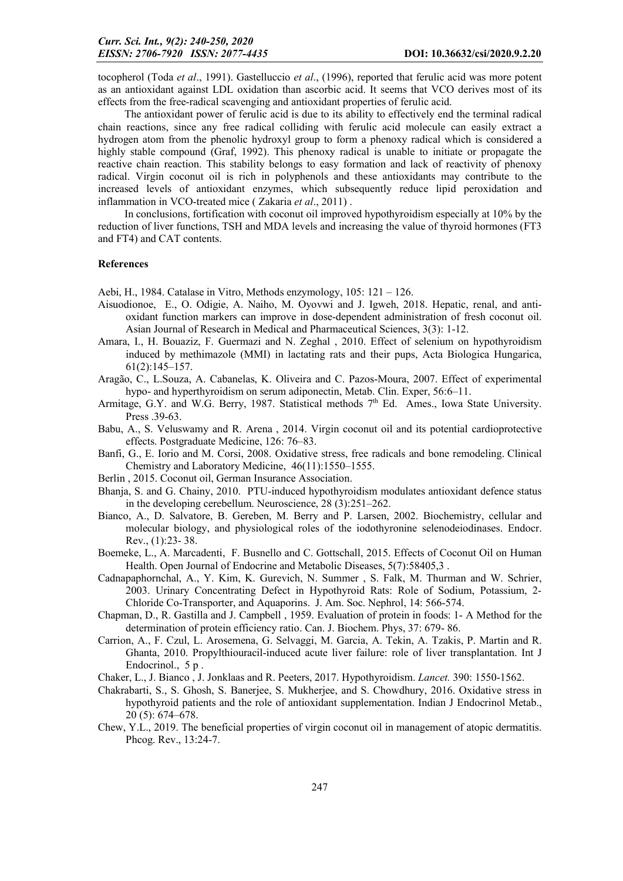tocopherol (Toda *et al*., 1991). Gastelluccio *et al*., (1996), reported that ferulic acid was more potent as an antioxidant against LDL oxidation than ascorbic acid. It seems that VCO derives most of its effects from the free-radical scavenging and antioxidant properties of ferulic acid.

The antioxidant power of ferulic acid is due to its ability to effectively end the terminal radical chain reactions, since any free radical colliding with ferulic acid molecule can easily extract a hydrogen atom from the phenolic hydroxyl group to form a phenoxy radical which is considered a highly stable compound (Graf, 1992). This phenoxy radical is unable to initiate or propagate the reactive chain reaction. This stability belongs to easy formation and lack of reactivity of phenoxy radical. Virgin coconut oil is rich in polyphenols and these antioxidants may contribute to the increased levels of antioxidant enzymes, which subsequently reduce lipid peroxidation and inflammation in VCO-treated mice ( Zakaria *et al*., 2011) .

In conclusions, fortification with coconut oil improved hypothyroidism especially at 10% by the reduction of liver functions, TSH and MDA levels and increasing the value of thyroid hormones (FT3 and FT4) and CAT contents.

## References

Aebi, H., 1984. Catalase in Vitro, Methods enzymology, 105: 121 – 126.

Aisuodionoe, E., O. Odigie, A. Naiho, M. Oyovwi and J. Igweh, 2018. Hepatic, renal, and anti-oxidant function markers can improve in dose-dependent administration of fresh coconut oil. Asian Journal of Research in Medical and Pharmaceutical Sciences, 3(3): 1-12.

Amara, I., H. Bouaziz, F. Guermazi and N. Zeghal , 2010. Effect of selenium on hypothyroidism induced by methimazole (MMI) in lactating rats and their pups, Acta Biologica Hungarica, 61(2):145–157.

Aragão, C., L.Souza, A. Cabanelas, K. Oliveira and C. Pazos-Moura, 2007. Effect of experimental hypo- and hyperthyroidism on serum adiponectin, Metab. Clin. Exper, 56:6–11.

Armitage, G.Y. and W.G. Berry, 1987. Statistical methods 7th Ed. Ames., Iowa State University. Press .39-63.

Babu, A., S. Veluswamy and R. Arena , 2014. Virgin coconut oil and its potential cardioprotective effects. Postgraduate Medicine, 126: 76–83.

Banfi, G., E. Iorio and M. Corsi, 2008. Oxidative stress, free radicals and bone remodeling. Clinical Chemistry and Laboratory Medicine, 46(11):1550–1555.

Berlin , 2015. Coconut oil, German Insurance Association.

Bhanja, S. and G. Chainy, 2010. PTU-induced hypothyroidism modulates antioxidant defence status in the developing cerebellum. Neuroscience, 28 (3):251–262.

Bianco, A., D. Salvatore, B. Gereben, M. Berry and P. Larsen, 2002. Biochemistry, cellular and molecular biology, and physiological roles of the iodothyronine selenodeiodinases. Endocr. Rev., (1):23- 38.

Boemeke, L., A. Marcadenti, F. Busnello and C. Gottschall, 2015. Effects of Coconut Oil on Human Health. Open Journal of Endocrine and Metabolic Diseases, 5(7):58405,3 .

Cadnapaphornchal, A., Y. Kim, K. Gurevich, N. Summer , S. Falk, M. Thurman and W. Schrier, 2003. Urinary Concentrating Defect in Hypothyroid Rats: Role of Sodium, Potassium, 2-Chloride Co-Transporter, and Aquaporins. J. Am. Soc. Nephrol, 14: 566-574.

Chapman, D., R. Gastilla and J. Campbell , 1959. Evaluation of protein in foods: 1- A Method for the determination of protein efficiency ratio. Can. J. Biochem. Phys, 37: 679- 86.

Carrion, A., F. Czul, L. Arosemena, G. Selvaggi, M. Garcia, A. Tekin, A. Tzakis, P. Martin and R. Ghanta, 2010. Propylthiouracil-induced acute liver failure: role of liver transplantation. Int J Endocrinol., 5 p .

Chaker, L., J. Bianco , J. Jonklaas and R. Peeters, 2017. Hypothyroidism. *Lancet.* 390: 1550-1562.

Chakrabarti, S., S. Ghosh, S. Banerjee, S. Mukherjee, and S. Chowdhury, 2016. Oxidative stress in hypothyroid patients and the role of antioxidant supplementation. Indian J Endocrinol Metab., 20 (5): 674–678.

Chew, Y.L., 2019. The beneficial properties of virgin coconut oil in management of atopic dermatitis. Phcog. Rev., 13:24-7.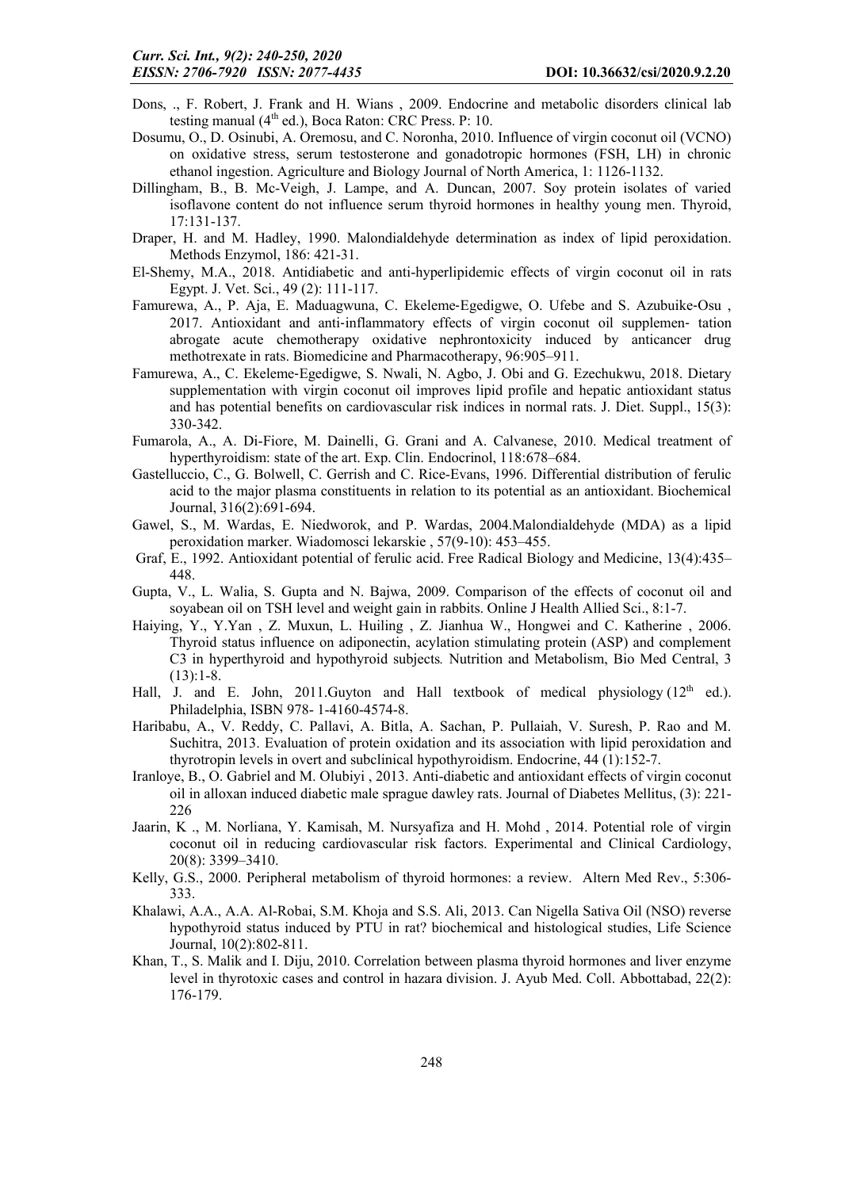Dons, ., F. Robert, J. Frank and H. Wians , 2009. Endocrine and metabolic disorders clinical lab testing manual (4th ed.), Boca Raton: CRC Press. P: 10.

Dosumu, O., D. Osinubi, A. Oremosu, and C. Noronha, 2010. Influence of virgin coconut oil (VCNO) on oxidative stress, serum testosterone and gonadotropic hormones (FSH, LH) in chronic ethanol ingestion. Agriculture and Biology Journal of North America, 1: 1126-1132.

Dillingham, B., B. Mc-Veigh, J. Lampe, and A. Duncan, 2007. Soy protein isolates of varied isoflavone content do not influence serum thyroid hormones in healthy young men. Thyroid, 17:131-137.

Draper, H. and M. Hadley, 1990. Malondialdehyde determination as index of lipid peroxidation. Methods Enzymol, 186: 421-31.

El-Shemy, M.A., 2018. Antidiabetic and anti-hyperlipidemic effects of virgin coconut oil in rats Egypt. J. Vet. Sci., 49 (2): 111-117.

Famurewa, A., P. Aja, E. Maduagwuna, C. Ekeleme-Egedigwe, O. Ufebe and S. Azubuike-Osu , 2017. Antioxidant and anti-inflammatory effects of virgin coconut oil supplemen- tation abrogate acute chemotherapy oxidative nephrontoxicity induced by anticancer drug methotrexate in rats. Biomedicine and Pharmacotherapy, 96:905–911.

Famurewa, A., C. Ekeleme-Egedigwe, S. Nwali, N. Agbo, J. Obi and G. Ezechukwu, 2018. Dietary supplementation with virgin coconut oil improves lipid profile and hepatic antioxidant status and has potential benefits on cardiovascular risk indices in normal rats. J. Diet. Suppl., 15(3): 330-342.

Fumarola, A., A. Di-Fiore, M. Dainelli, G. Grani and A. Calvanese, 2010. Medical treatment of hyperthyroidism: state of the art. Exp. Clin. Endocrinol, 118:678–684.

Gastelluccio, C., G. Bolwell, C. Gerrish and C. Rice-Evans, 1996. Differential distribution of ferulic acid to the major plasma constituents in relation to its potential as an antioxidant. Biochemical Journal, 316(2):691-694.

Gawel, S., M. Wardas, E. Niedworok, and P. Wardas, 2004.Malondialdehyde (MDA) as a lipid peroxidation marker. Wiadomosci lekarskie , 57(9-10): 453–455.

Graf, E., 1992. Antioxidant potential of ferulic acid. Free Radical Biology and Medicine, 13(4):435–448.

Gupta, V., L. Walia, S. Gupta and N. Bajwa, 2009. Comparison of the effects of coconut oil and soyabean oil on TSH level and weight gain in rabbits. Online J Health Allied Sci., 8:1-7.

Haiying, Y., Y.Yan , Z. Muxun, L. Huiling , Z. Jianhua W., Hongwei and C. Katherine , 2006. Thyroid status influence on adiponectin, acylation stimulating protein (ASP) and complement C3 in hyperthyroid and hypothyroid subjects*.* Nutrition and Metabolism, Bio Med Central, 3 (13):1-8.

Hall, J. and E. John, 2011.Guyton and Hall textbook of medical physiology (12th ed.). Philadelphia, ISBN 978- 1-4160-4574-8.

Haribabu, A., V. Reddy, C. Pallavi, A. Bitla, A. Sachan, P. Pullaiah, V. Suresh, P. Rao and M. Suchitra, 2013. Evaluation of protein oxidation and its association with lipid peroxidation and thyrotropin levels in overt and subclinical hypothyroidism. Endocrine, 44 (1):152-7.

Iranloye, B., O. Gabriel and M. Olubiyi , 2013. Anti-diabetic and antioxidant effects of virgin coconut oil in alloxan induced diabetic male sprague dawley rats. Journal of Diabetes Mellitus, (3): 221-226

Jaarin, K ., M. Norliana, Y. Kamisah, M. Nursyafiza and H. Mohd , 2014. Potential role of virgin coconut oil in reducing cardiovascular risk factors. Experimental and Clinical Cardiology, 20(8): 3399–3410.

Kelly, G.S., 2000. Peripheral metabolism of thyroid hormones: a review. Altern Med Rev., 5:306-333.

Khalawi, A.A., A.A. Al-Robai, S.M. Khoja and S.S. Ali, 2013. Can Nigella Sativa Oil (NSO) reverse hypothyroid status induced by PTU in rat? biochemical and histological studies, Life Science Journal, 10(2):802-811.

Khan, T., S. Malik and I. Diju, 2010. Correlation between plasma thyroid hormones and liver enzyme level in thyrotoxic cases and control in hazara division. J. Ayub Med. Coll. Abbottabad, 22(2): 176-179.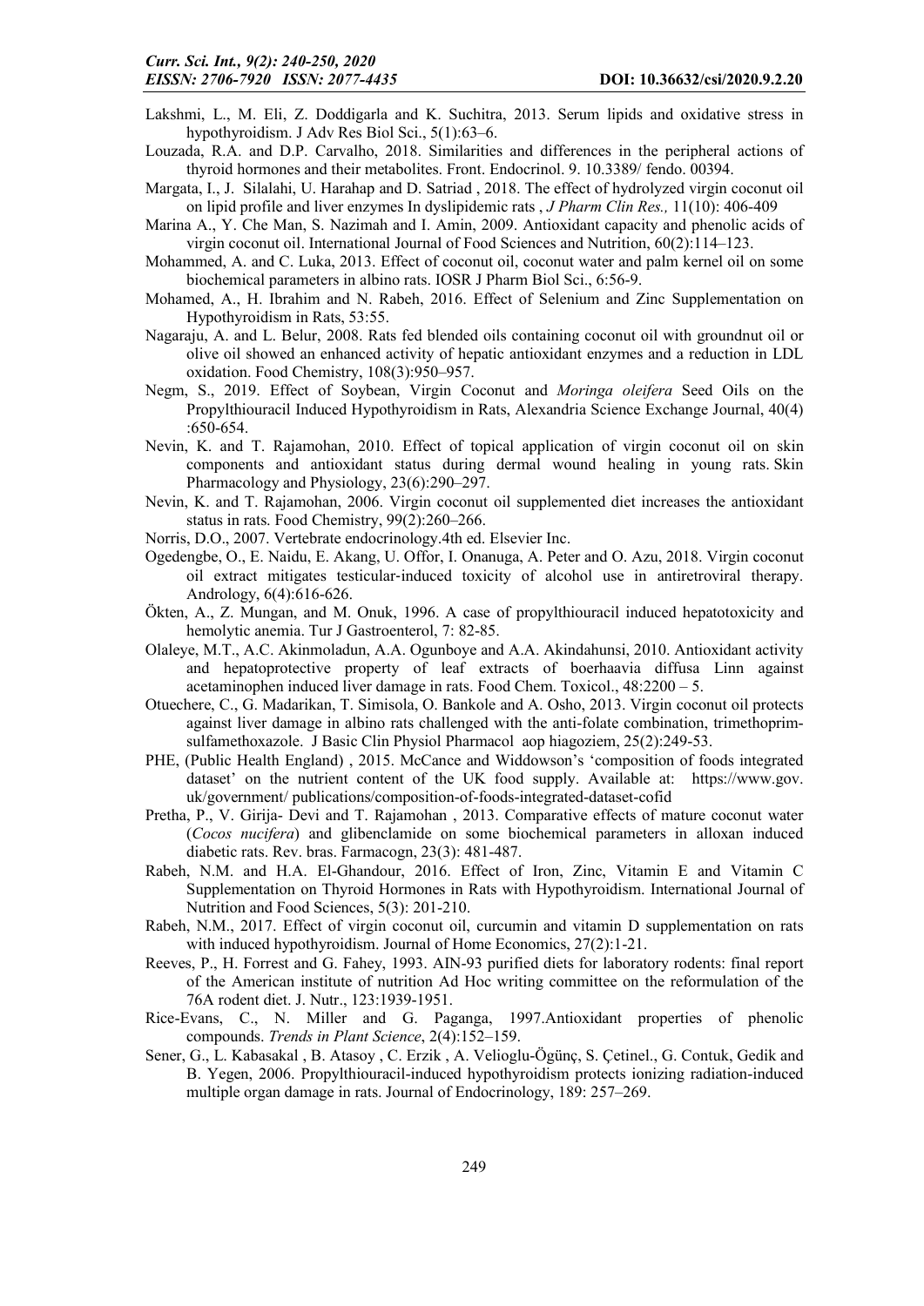Lakshmi, L., M. Eli, Z. Doddigarla and K. Suchitra, 2013. Serum lipids and oxidative stress in hypothyroidism. J Adv Res Biol Sci., 5(1):63–6.

Louzada, R.A. and D.P. Carvalho, 2018. Similarities and differences in the peripheral actions of thyroid hormones and their metabolites. Front. Endocrinol. 9. 10.3389/ fendo. 00394.

Margata, I., J. Silalahi, U. Harahap and D. Satriad , 2018. The effect of hydrolyzed virgin coconut oil on lipid profile and liver enzymes In dyslipidemic rats , *J Pharm Clin Res.,* 11(10): 406-409

Marina A., Y. Che Man, S. Nazimah and I. Amin, 2009. Antioxidant capacity and phenolic acids of virgin coconut oil. International Journal of Food Sciences and Nutrition, 60(2):114–123.

Mohammed, A. and C. Luka, 2013. Effect of coconut oil, coconut water and palm kernel oil on some biochemical parameters in albino rats. IOSR J Pharm Biol Sci., 6:56-9.

Mohamed, A., H. Ibrahim and N. Rabeh, 2016. Effect of Selenium and Zinc Supplementation on Hypothyroidism in Rats, 53:55.

Nagaraju, A. and L. Belur, 2008. Rats fed blended oils containing coconut oil with groundnut oil or olive oil showed an enhanced activity of hepatic antioxidant enzymes and a reduction in LDL oxidation. Food Chemistry, 108(3):950–957.

Negm, S., 2019. Effect of Soybean, Virgin Coconut and *Moringa oleifera* Seed Oils on the Propylthiouracil Induced Hypothyroidism in Rats, Alexandria Science Exchange Journal, 40(4) :650-654.

Nevin, K. and T. Rajamohan, 2010. Effect of topical application of virgin coconut oil on skin components and antioxidant status during dermal wound healing in young rats. Skin Pharmacology and Physiology, 23(6):290–297.

Nevin, K. and T. Rajamohan, 2006. Virgin coconut oil supplemented diet increases the antioxidant status in rats. Food Chemistry, 99(2):260–266.

Norris, D.O., 2007. Vertebrate endocrinology.4th ed. Elsevier Inc.

Ogedengbe, O., E. Naidu, E. Akang, U. Offor, I. Onanuga, A. Peter and O. Azu, 2018. Virgin coconut oil extract mitigates testicular-induced toxicity of alcohol use in antiretroviral therapy. Andrology, 6(4):616-626.

Ökten, A., Z. Mungan, and M. Onuk, 1996. A case of propylthiouracil induced hepatotoxicity and hemolytic anemia. Tur J Gastroenterol, 7: 82-85.

Olaleye, M.T., A.C. Akinmoladun, A.A. Ogunboye and A.A. Akindahunsi, 2010. Antioxidant activity and hepatoprotective property of leaf extracts of boerhaavia diffusa Linn against acetaminophen induced liver damage in rats. Food Chem. Toxicol., 48:2200 – 5.

Otuechere, C., G. Madarikan, T. Simisola, O. Bankole and A. Osho, 2013. Virgin coconut oil protects against liver damage in albino rats challenged with the anti-folate combination, trimethoprim-sulfamethoxazole. J Basic Clin Physiol Pharmacol aop hiagoziem, 25(2):249-53.

PHE, (Public Health England) , 2015. McCance and Widdowson's 'composition of foods integrated dataset' on the nutrient content of the UK food supply. Available at: https://www.gov. uk/government/ publications/composition-of-foods-integrated-dataset-cofid

Pretha, P., V. Girija- Devi and T. Rajamohan , 2013. Comparative effects of mature coconut water (*Cocos nucifera*) and glibenclamide on some biochemical parameters in alloxan induced diabetic rats. Rev. bras. Farmacogn, 23(3): 481-487.

Rabeh, N.M. and H.A. El-Ghandour, 2016. Effect of Iron, Zinc, Vitamin E and Vitamin C Supplementation on Thyroid Hormones in Rats with Hypothyroidism. International Journal of Nutrition and Food Sciences, 5(3): 201-210.

Rabeh, N.M., 2017. Effect of virgin coconut oil, curcumin and vitamin D supplementation on rats with induced hypothyroidism. Journal of Home Economics, 27(2):1-21.

Reeves, P., H. Forrest and G. Fahey, 1993. AIN-93 purified diets for laboratory rodents: final report of the American institute of nutrition Ad Hoc writing committee on the reformulation of the 76A rodent diet. J. Nutr., 123:1939-1951.

Rice-Evans, C., N. Miller and G. Paganga, 1997.Antioxidant properties of phenolic compounds. *Trends in Plant Science*, 2(4):152–159.

Sener, G., L. Kabasakal , B. Atasoy , C. Erzik , A. Velioglu-Ögünç, S. Çetinel., G. Contuk, Gedik and B. Yegen, 2006. Propylthiouracil-induced hypothyroidism protects ionizing radiation-induced multiple organ damage in rats. Journal of Endocrinology, 189: 257–269.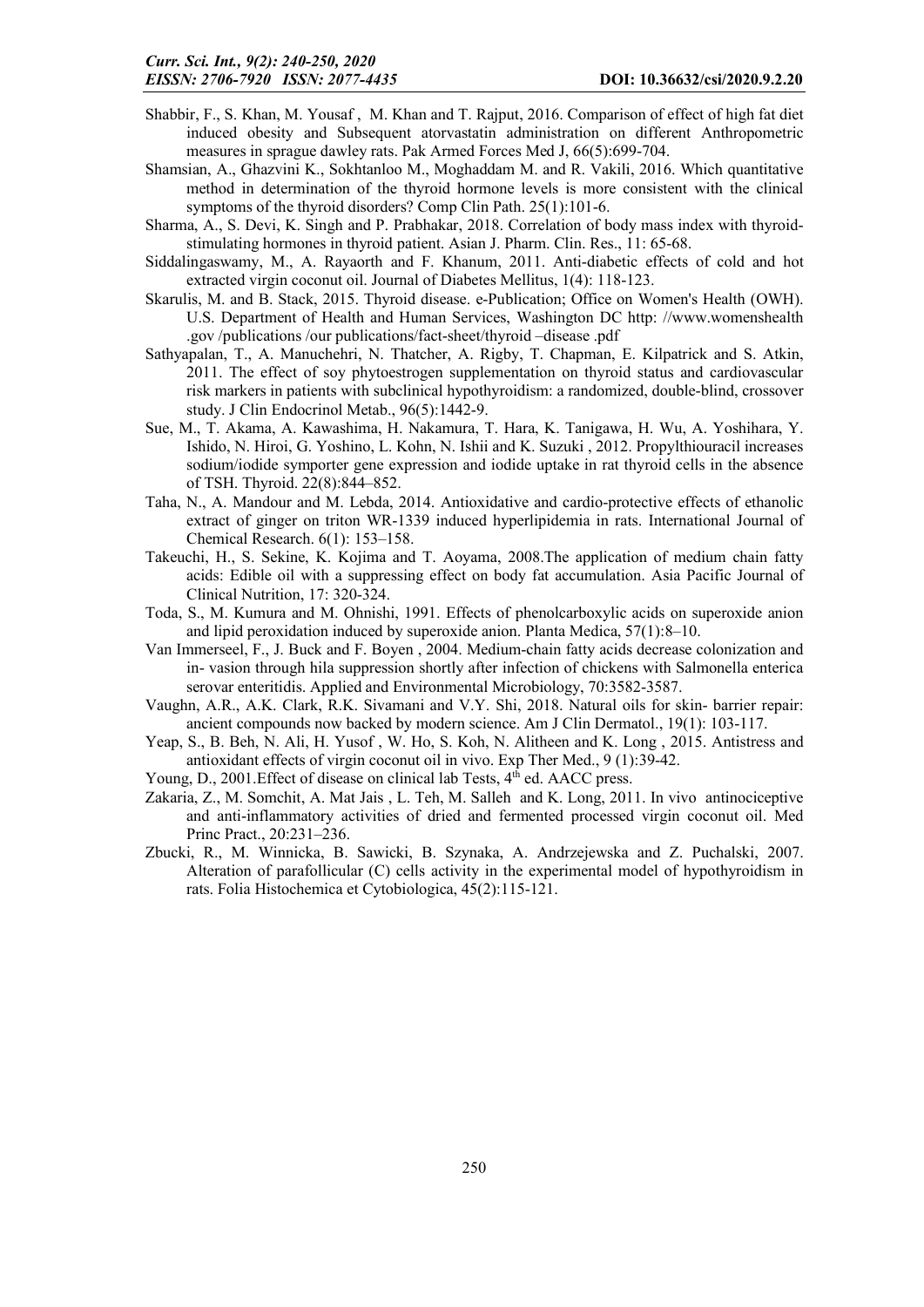Shabbir, F., S. Khan, M. Yousaf , M. Khan and T. Rajput, 2016. Comparison of effect of high fat diet induced obesity and Subsequent atorvastatin administration on different Anthropometric measures in sprague dawley rats. Pak Armed Forces Med J, 66(5):699-704.

Shamsian, A., Ghazvini K., Sokhtanloo M., Moghaddam M. and R. Vakili, 2016. Which quantitative method in determination of the thyroid hormone levels is more consistent with the clinical symptoms of the thyroid disorders? Comp Clin Path. 25(1):101-6.

Sharma, A., S. Devi, K. Singh and P. Prabhakar, 2018. Correlation of body mass index with thyroid-stimulating hormones in thyroid patient. Asian J. Pharm. Clin. Res., 11: 65-68.

Siddalingaswamy, M., A. Rayaorth and F. Khanum, 2011. Anti-diabetic effects of cold and hot extracted virgin coconut oil. Journal of Diabetes Mellitus, 1(4): 118-123.

Skarulis, M. and B. Stack, 2015. Thyroid disease. e-Publication; Office on Women's Health (OWH). U.S. Department of Health and Human Services, Washington DC http: //www.womenshealth .gov /publications /our publications/fact-sheet/thyroid –disease .pdf

Sathyapalan, T., A. Manuchehri, N. Thatcher, A. Rigby, T. Chapman, E. Kilpatrick and S. Atkin, 2011. The effect of soy phytoestrogen supplementation on thyroid status and cardiovascular risk markers in patients with subclinical hypothyroidism: a randomized, double-blind, crossover study. J Clin Endocrinol Metab., 96(5):1442-9.

Sue, M., T. Akama, A. Kawashima, H. Nakamura, T. Hara, K. Tanigawa, H. Wu, A. Yoshihara, Y. Ishido, N. Hiroi, G. Yoshino, L. Kohn, N. Ishii and K. Suzuki , 2012. Propylthiouracil increases sodium/iodide symporter gene expression and iodide uptake in rat thyroid cells in the absence of TSH. Thyroid. 22(8):844–852.

Taha, N., A. Mandour and M. Lebda, 2014. Antioxidative and cardio-protective effects of ethanolic extract of ginger on triton WR-1339 induced hyperlipidemia in rats. International Journal of Chemical Research. 6(1): 153–158.

Takeuchi, H., S. Sekine, K. Kojima and T. Aoyama, 2008.The application of medium chain fatty acids: Edible oil with a suppressing effect on body fat accumulation. Asia Pacific Journal of Clinical Nutrition, 17: 320-324.

Toda, S., M. Kumura and M. Ohnishi, 1991. Effects of phenolcarboxylic acids on superoxide anion and lipid peroxidation induced by superoxide anion. Planta Medica, 57(1):8–10.

Van Immerseel, F., J. Buck and F. Boyen , 2004. Medium-chain fatty acids decrease colonization and in- vasion through hila suppression shortly after infection of chickens with Salmonella enterica serovar enteritidis. Applied and Environmental Microbiology, 70:3582-3587.

Vaughn, A.R., A.K. Clark, R.K. Sivamani and V.Y. Shi, 2018. Natural oils for skin- barrier repair: ancient compounds now backed by modern science. Am J Clin Dermatol., 19(1): 103-117.

Yeap, S., B. Beh, N. Ali, H. Yusof , W. Ho, S. Koh, N. Alitheen and K. Long , 2015. Antistress and antioxidant effects of virgin coconut oil in vivo. Exp Ther Med., 9 (1):39-42.

Young, D., 2001.Effect of disease on clinical lab Tests, 4th ed. AACC press.

Zakaria, Z., M. Somchit, A. Mat Jais , L. Teh, M. Salleh and K. Long, 2011. In vivo antinociceptive and anti-inflammatory activities of dried and fermented processed virgin coconut oil. Med Princ Pract., 20:231–236.

Zbucki, R., M. Winnicka, B. Sawicki, B. Szynaka, A. Andrzejewska and Z. Puchalski, 2007. Alteration of parafollicular (C) cells activity in the experimental model of hypothyroidism in rats. Folia Histochemica et Cytobiologica, 45(2):115-121.